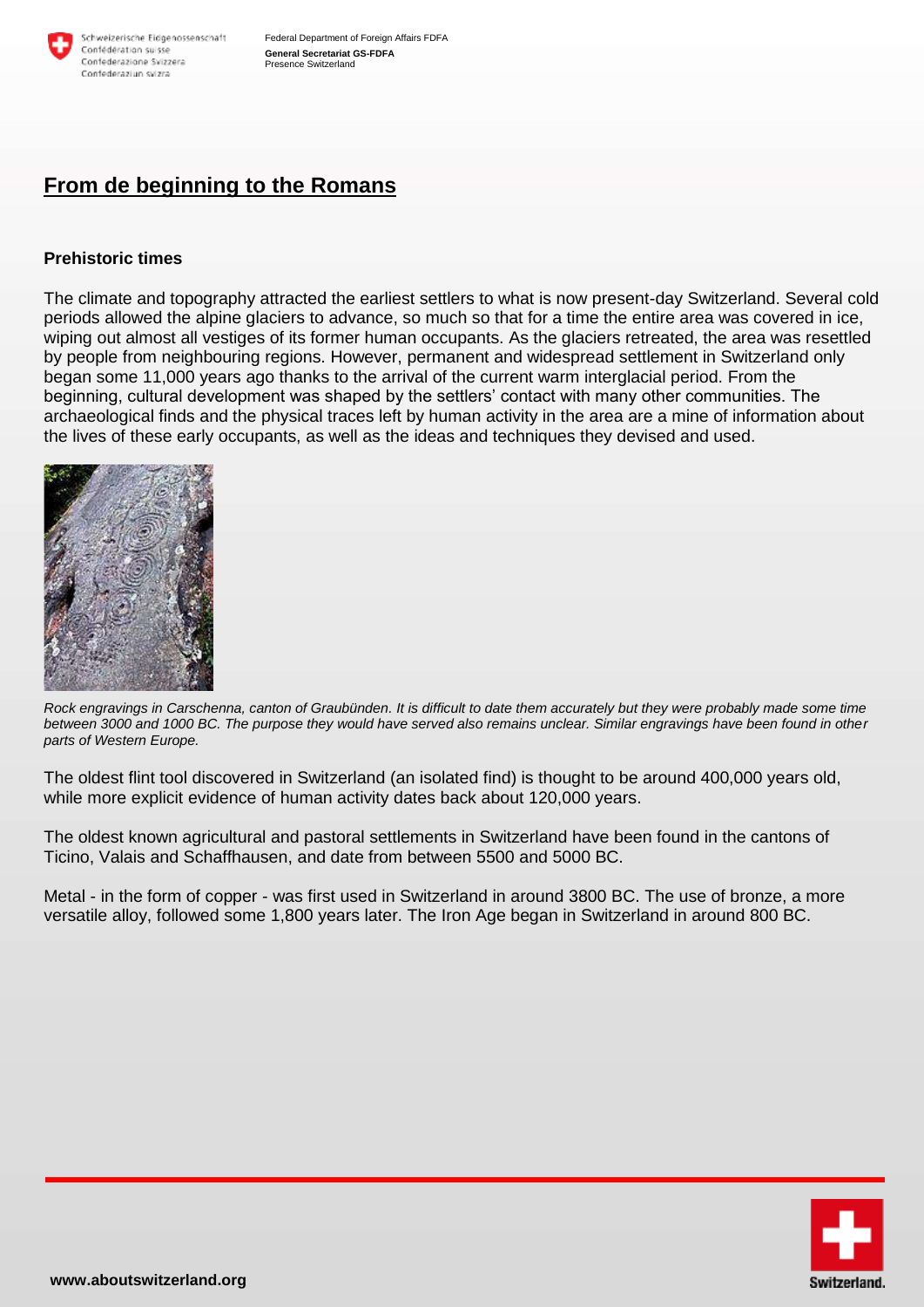## From de beginning to the Romans

### Prehistoric times

The climate and topography attracted the earliest settlers to what is now present-day Switzerland. Several cold periods allowed the alpine glaciers to advance, so much so that for a time the entire area was covered in ice, wiping out almost all vestiges of its former human occupants. As the glaciers retreated, the area was resettled by people from neighbouring regions. However, permanent and widespread settlement in Switzerland only began some 11,000 years ago thanks to the arrival of the current warm interglacial period. From the beginning, cultural development was shaped by the settlers' contact with many other communities. The archaeological finds and the physical traces left by human activity in the area are a mine of information about the lives of these early occupants, as well as the ideas and techniques they devised and used.

*Rock engravings in Carschenna, canton of Graubünden. It is difficult to date them accurately but they were probably made some time between 3000 and 1000 BC. The purpose they would have served also remains unclear. Similar engravings have been found in other parts of Western Europe.*

The oldest flint tool discovered in Switzerland (an isolated find) is thought to be around 400,000 years old, while more explicit evidence of human activity dates back about 120,000 years.

The oldest known agricultural and pastoral settlements in Switzerland have been found in the cantons of Ticino, Valais and Schaffhausen, and date from between 5500 and 5000 BC.

Metal - in the form of copper - was first used in Switzerland in around 3800 BC. The use of bronze, a more versatile alloy, followed some 1,800 years later. The Iron Age began in Switzerland in around 800 BC.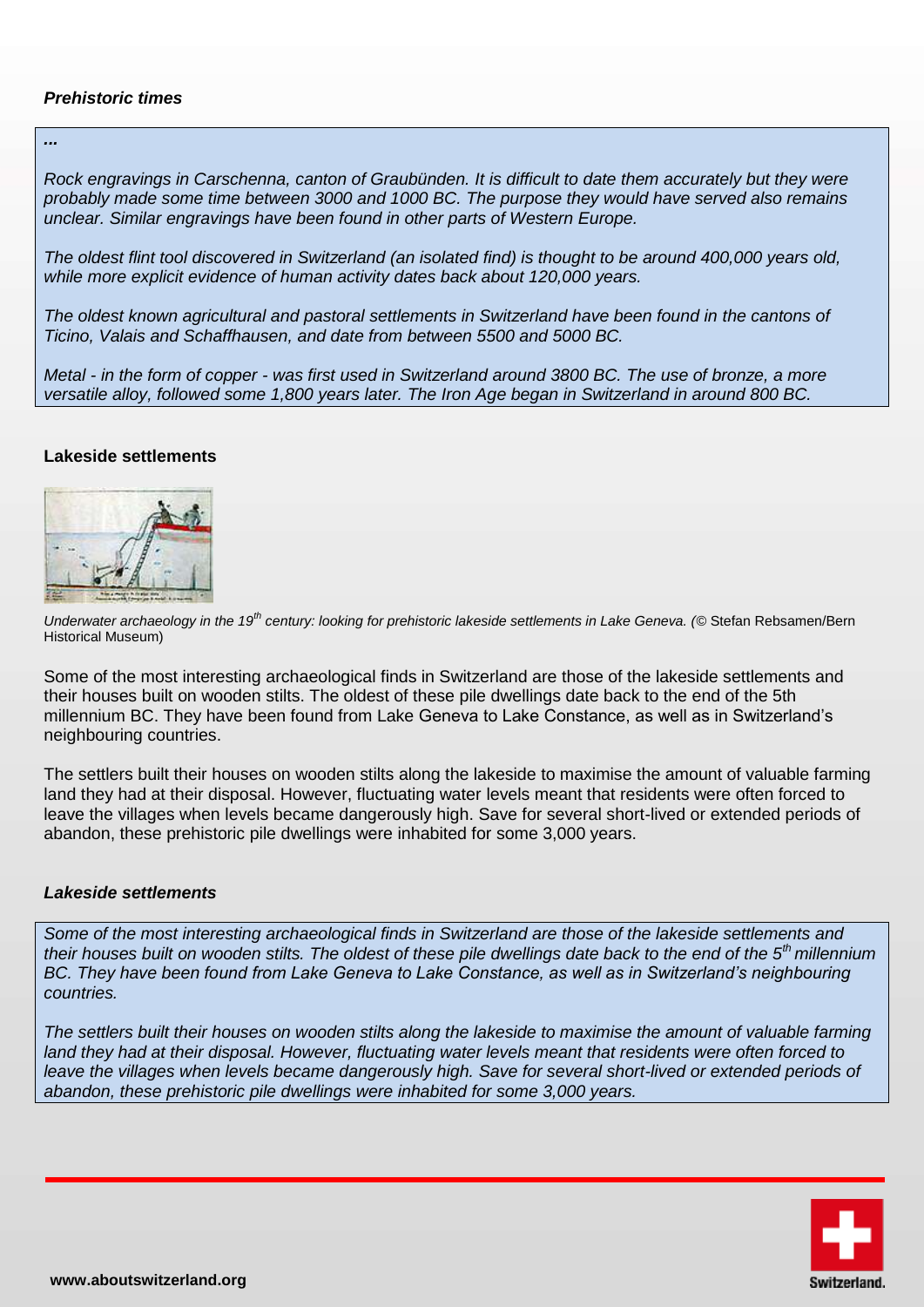### *Prehistoric times*

***...***

*Rock engravings in Carschenna, canton of Graubünden. It is difficult to date them accurately but they were probably made some time between 3000 and 1000 BC. The purpose they would have served also remains unclear. Similar engravings have been found in other parts of Western Europe.*

*The oldest flint tool discovered in Switzerland (an isolated find) is thought to be around 400,000 years old, while more explicit evidence of human activity dates back about 120,000 years.*

*The oldest known agricultural and pastoral settlements in Switzerland have been found in the cantons of Ticino, Valais and Schaffhausen, and date from between 5500 and 5000 BC.*

*Metal - in the form of copper - was first used in Switzerland around 3800 BC. The use of bronze, a more versatile alloy, followed some 1,800 years later. The Iron Age began in Switzerland in around 800 BC.*

## Lakeside settlements

*Underwater archaeology in the 19th century: looking for prehistoric lakeside settlements in Lake Geneva. (*© Stefan Rebsamen/Bern Historical Museum)

Some of the most interesting archaeological finds in Switzerland are those of the lakeside settlements and their houses built on wooden stilts. The oldest of these pile dwellings date back to the end of the 5th millennium BC. They have been found from Lake Geneva to Lake Constance, as well as in Switzerland's neighbouring countries.

The settlers built their houses on wooden stilts along the lakeside to maximise the amount of valuable farming land they had at their disposal. However, fluctuating water levels meant that residents were often forced to leave the villages when levels became dangerously high. Save for several short-lived or extended periods of abandon, these prehistoric pile dwellings were inhabited for some 3,000 years.

### *Lakeside settlements*

*Some of the most interesting archaeological finds in Switzerland are those of the lakeside settlements and their houses built on wooden stilts. The oldest of these pile dwellings date back to the end of the 5th millennium BC. They have been found from Lake Geneva to Lake Constance, as well as in Switzerland's neighbouring countries.*

*The settlers built their houses on wooden stilts along the lakeside to maximise the amount of valuable farming land they had at their disposal. However, fluctuating water levels meant that residents were often forced to leave the villages when levels became dangerously high. Save for several short-lived or extended periods of abandon, these prehistoric pile dwellings were inhabited for some 3,000 years.*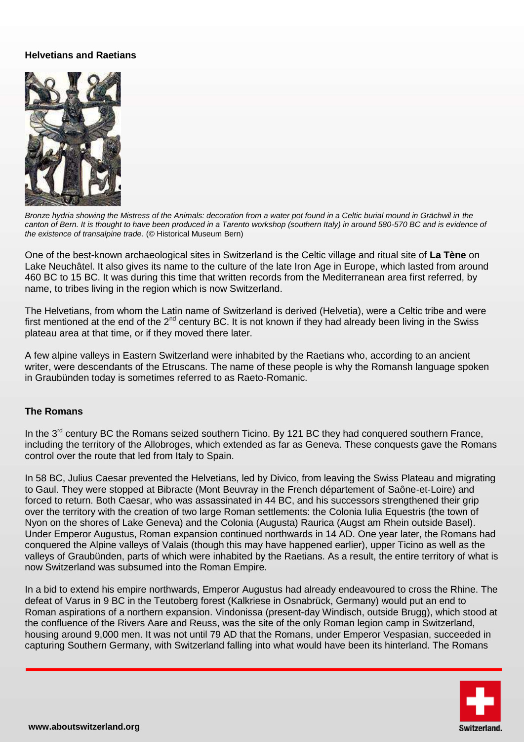### Helvetians and Raetians

*Bronze hydria showing the Mistress of the Animals: decoration from a water pot found in a Celtic burial mound in Grächwil in the canton of Bern. It is thought to have been produced in a Tarento workshop (southern Italy) in around 580-570 BC and is evidence of the existence of transalpine trade.* (© Historical Museum Bern)

One of the best-known archaeological sites in Switzerland is the Celtic village and ritual site of **La Tène** on Lake Neuchâtel. It also gives its name to the culture of the late Iron Age in Europe, which lasted from around 460 BC to 15 BC. It was during this time that written records from the Mediterranean area first referred, by name, to tribes living in the region which is now Switzerland.

The Helvetians, from whom the Latin name of Switzerland is derived (Helvetia), were a Celtic tribe and were first mentioned at the end of the 2nd century BC. It is not known if they had already been living in the Swiss plateau area at that time, or if they moved there later.

A few alpine valleys in Eastern Switzerland were inhabited by the Raetians who, according to an ancient writer, were descendants of the Etruscans. The name of these people is why the Romansh language spoken in Graubünden today is sometimes referred to as Raeto-Romanic.

### The Romans

In the 3rd century BC the Romans seized southern Ticino. By 121 BC they had conquered southern France, including the territory of the Allobroges, which extended as far as Geneva. These conquests gave the Romans control over the route that led from Italy to Spain.

In 58 BC, Julius Caesar prevented the Helvetians, led by Divico, from leaving the Swiss Plateau and migrating to Gaul. They were stopped at Bibracte (Mont Beuvray in the French département of Saône-et-Loire) and forced to return. Both Caesar, who was assassinated in 44 BC, and his successors strengthened their grip over the territory with the creation of two large Roman settlements: the Colonia Iulia Equestris (the town of Nyon on the shores of Lake Geneva) and the Colonia (Augusta) Raurica (Augst am Rhein outside Basel). Under Emperor Augustus, Roman expansion continued northwards in 14 AD. One year later, the Romans had conquered the Alpine valleys of Valais (though this may have happened earlier), upper Ticino as well as the valleys of Graubünden, parts of which were inhabited by the Raetians. As a result, the entire territory of what is now Switzerland was subsumed into the Roman Empire.

In a bid to extend his empire northwards, Emperor Augustus had already endeavoured to cross the Rhine. The defeat of Varus in 9 BC in the Teutoberg forest (Kalkriese in Osnabrück, Germany) would put an end to Roman aspirations of a northern expansion. Vindonissa (present-day Windisch, outside Brugg), which stood at the confluence of the Rivers Aare and Reuss, was the site of the only Roman legion camp in Switzerland, housing around 9,000 men. It was not until 79 AD that the Romans, under Emperor Vespasian, succeeded in capturing Southern Germany, with Switzerland falling into what would have been its hinterland. The Romans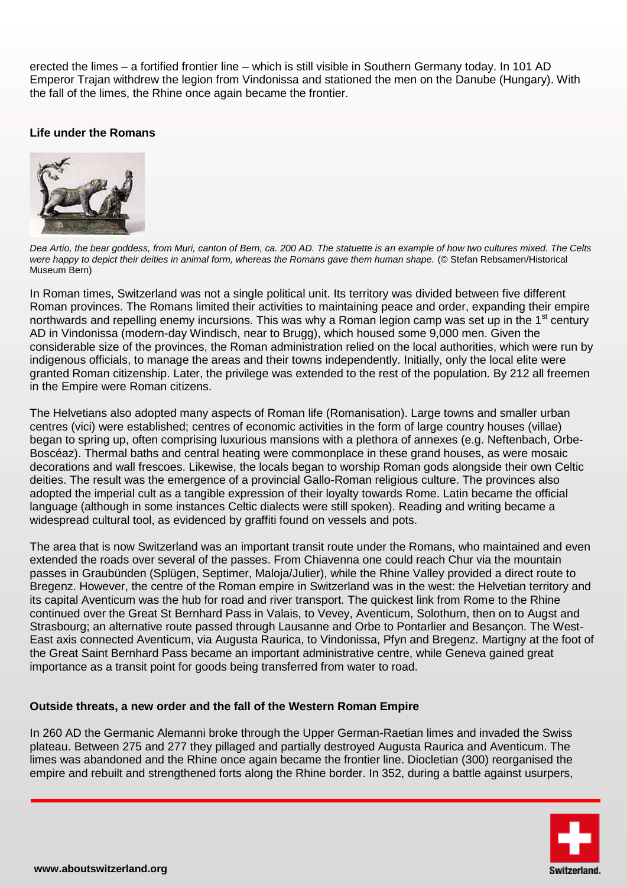erected the limes – a fortified frontier line – which is still visible in Southern Germany today. In 101 AD Emperor Trajan withdrew the legion from Vindonissa and stationed the men on the Danube (Hungary). With the fall of the limes, the Rhine once again became the frontier.

**Life under the Romans**

*Dea Artio, the bear goddess, from Muri, canton of Bern, ca. 200 AD. The statuette is an example of how two cultures mixed. The Celts were happy to depict their deities in animal form, whereas the Romans gave them human shape.* (© Stefan Rebsamen/Historical Museum Bern)

In Roman times, Switzerland was not a single political unit. Its territory was divided between five different Roman provinces. The Romans limited their activities to maintaining peace and order, expanding their empire northwards and repelling enemy incursions. This was why a Roman legion camp was set up in the 1st century AD in Vindonissa (modern-day Windisch, near to Brugg), which housed some 9,000 men. Given the considerable size of the provinces, the Roman administration relied on the local authorities, which were run by indigenous officials, to manage the areas and their towns independently. Initially, only the local elite were granted Roman citizenship. Later, the privilege was extended to the rest of the population. By 212 all freemen in the Empire were Roman citizens.

The Helvetians also adopted many aspects of Roman life (Romanisation). Large towns and smaller urban centres (vici) were established; centres of economic activities in the form of large country houses (villae) began to spring up, often comprising luxurious mansions with a plethora of annexes (e.g. Neftenbach, Orbe-Boscéaz). Thermal baths and central heating were commonplace in these grand houses, as were mosaic decorations and wall frescoes. Likewise, the locals began to worship Roman gods alongside their own Celtic deities. The result was the emergence of a provincial Gallo-Roman religious culture. The provinces also adopted the imperial cult as a tangible expression of their loyalty towards Rome. Latin became the official language (although in some instances Celtic dialects were still spoken). Reading and writing became a widespread cultural tool, as evidenced by graffiti found on vessels and pots.

The area that is now Switzerland was an important transit route under the Romans, who maintained and even extended the roads over several of the passes. From Chiavenna one could reach Chur via the mountain passes in Graubünden (Splügen, Septimer, Maloja/Julier), while the Rhine Valley provided a direct route to Bregenz. However, the centre of the Roman empire in Switzerland was in the west: the Helvetian territory and its capital Aventicum was the hub for road and river transport. The quickest link from Rome to the Rhine continued over the Great St Bernhard Pass in Valais, to Vevey, Aventicum, Solothurn, then on to Augst and Strasbourg; an alternative route passed through Lausanne and Orbe to Pontarlier and Besançon. The West-East axis connected Aventicum, via Augusta Raurica, to Vindonissa, Pfyn and Bregenz. Martigny at the foot of the Great Saint Bernhard Pass became an important administrative centre, while Geneva gained great importance as a transit point for goods being transferred from water to road.

**Outside threats, a new order and the fall of the Western Roman Empire**

In 260 AD the Germanic Alemanni broke through the Upper German-Raetian limes and invaded the Swiss plateau. Between 275 and 277 they pillaged and partially destroyed Augusta Raurica and Aventicum. The limes was abandoned and the Rhine once again became the frontier line. Diocletian (300) reorganised the empire and rebuilt and strengthened forts along the Rhine border. In 352, during a battle against usurpers,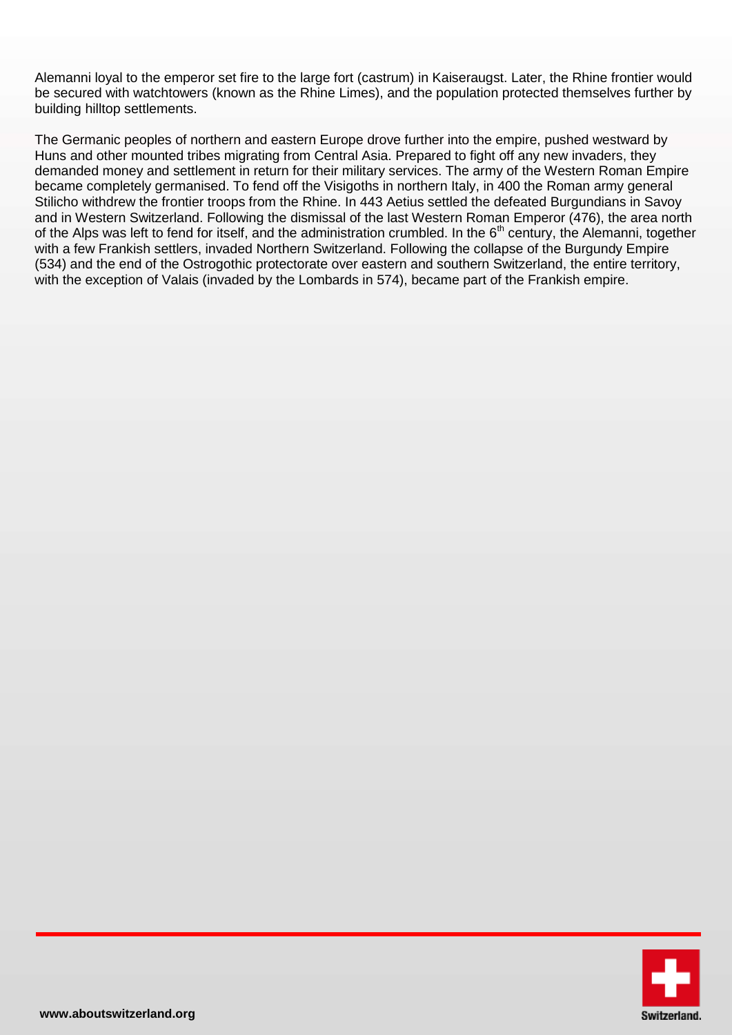Alemanni loyal to the emperor set fire to the large fort (castrum) in Kaiseraugst. Later, the Rhine frontier would be secured with watchtowers (known as the Rhine Limes), and the population protected themselves further by building hilltop settlements.

The Germanic peoples of northern and eastern Europe drove further into the empire, pushed westward by Huns and other mounted tribes migrating from Central Asia. Prepared to fight off any new invaders, they demanded money and settlement in return for their military services. The army of the Western Roman Empire became completely germanised. To fend off the Visigoths in northern Italy, in 400 the Roman army general Stilicho withdrew the frontier troops from the Rhine. In 443 Aetius settled the defeated Burgundians in Savoy and in Western Switzerland. Following the dismissal of the last Western Roman Emperor (476), the area north of the Alps was left to fend for itself, and the administration crumbled. In the 6th century, the Alemanni, together with a few Frankish settlers, invaded Northern Switzerland. Following the collapse of the Burgundy Empire (534) and the end of the Ostrogothic protectorate over eastern and southern Switzerland, the entire territory, with the exception of Valais (invaded by the Lombards in 574), became part of the Frankish empire.